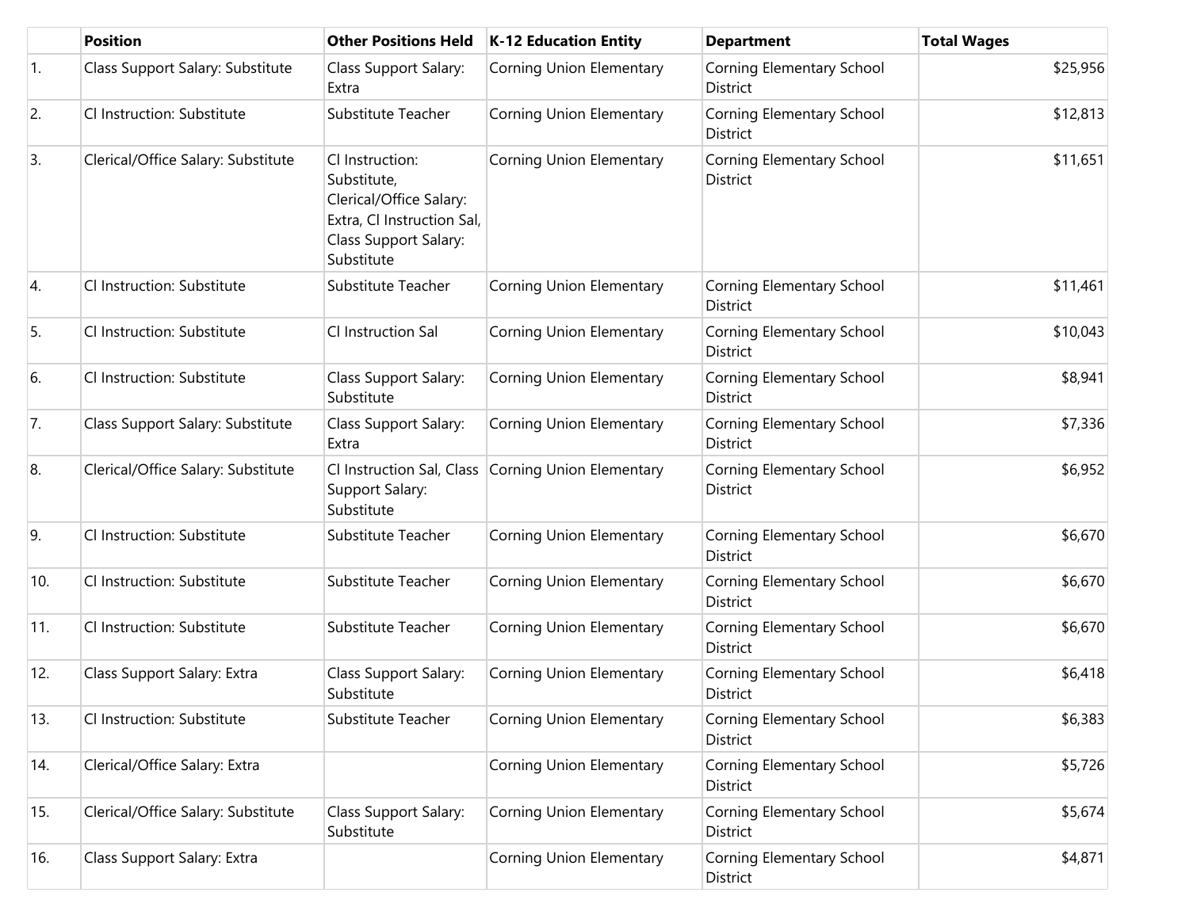| | Position | Other Positions Held | K-12 Education Entity | Department | Total Wages |
|---|---|---|---|---|---|
| 1. | Class Support Salary: Substitute | Class Support Salary: Extra | Corning Union Elementary | Corning Elementary School District | $25,956 |
| 2. | Cl Instruction: Substitute | Substitute Teacher | Corning Union Elementary | Corning Elementary School District | $12,813 |
| 3. | Clerical/Office Salary: Substitute | Cl Instruction: Substitute, Clerical/Office Salary: Extra, Cl Instruction Sal, Class Support Salary: Substitute | Corning Union Elementary | Corning Elementary School District | $11,651 |
| 4. | Cl Instruction: Substitute | Substitute Teacher | Corning Union Elementary | Corning Elementary School District | $11,461 |
| 5. | Cl Instruction: Substitute | Cl Instruction Sal | Corning Union Elementary | Corning Elementary School District | $10,043 |
| 6. | Cl Instruction: Substitute | Class Support Salary: Substitute | Corning Union Elementary | Corning Elementary School District | $8,941 |
| 7. | Class Support Salary: Substitute | Class Support Salary: Extra | Corning Union Elementary | Corning Elementary School District | $7,336 |
| 8. | Clerical/Office Salary: Substitute | Cl Instruction Sal, Class Support Salary: Substitute | Corning Union Elementary | Corning Elementary School District | $6,952 |
| 9. | Cl Instruction: Substitute | Substitute Teacher | Corning Union Elementary | Corning Elementary School District | $6,670 |
| 10. | Cl Instruction: Substitute | Substitute Teacher | Corning Union Elementary | Corning Elementary School District | $6,670 |
| 11. | Cl Instruction: Substitute | Substitute Teacher | Corning Union Elementary | Corning Elementary School District | $6,670 |
| 12. | Class Support Salary: Extra | Class Support Salary: Substitute | Corning Union Elementary | Corning Elementary School District | $6,418 |
| 13. | Cl Instruction: Substitute | Substitute Teacher | Corning Union Elementary | Corning Elementary School District | $6,383 |
| 14. | Clerical/Office Salary: Extra | | Corning Union Elementary | Corning Elementary School District | $5,726 |
| 15. | Clerical/Office Salary: Substitute | Class Support Salary: Substitute | Corning Union Elementary | Corning Elementary School District | $5,674 |
| 16. | Class Support Salary: Extra | | Corning Union Elementary | Corning Elementary School District | $4,871 |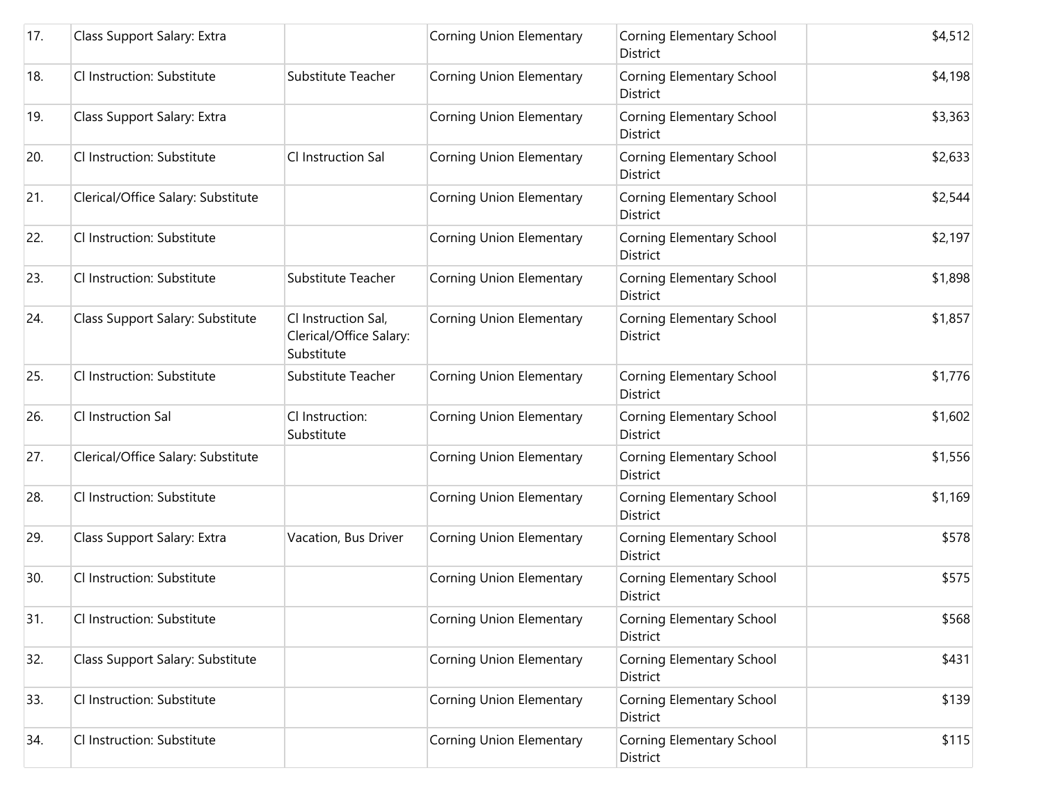| | | | | | |
|---|---|---|---|---|---|
| 17. | Class Support Salary: Extra | | Corning Union Elementary | Corning Elementary School District | $4,512 |
| 18. | Cl Instruction: Substitute | Substitute Teacher | Corning Union Elementary | Corning Elementary School District | $4,198 |
| 19. | Class Support Salary: Extra | | Corning Union Elementary | Corning Elementary School District | $3,363 |
| 20. | Cl Instruction: Substitute | Cl Instruction Sal | Corning Union Elementary | Corning Elementary School District | $2,633 |
| 21. | Clerical/Office Salary: Substitute | | Corning Union Elementary | Corning Elementary School District | $2,544 |
| 22. | Cl Instruction: Substitute | | Corning Union Elementary | Corning Elementary School District | $2,197 |
| 23. | Cl Instruction: Substitute | Substitute Teacher | Corning Union Elementary | Corning Elementary School District | $1,898 |
| 24. | Class Support Salary: Substitute | Cl Instruction Sal, Clerical/Office Salary: Substitute | Corning Union Elementary | Corning Elementary School District | $1,857 |
| 25. | Cl Instruction: Substitute | Substitute Teacher | Corning Union Elementary | Corning Elementary School District | $1,776 |
| 26. | Cl Instruction Sal | Cl Instruction: Substitute | Corning Union Elementary | Corning Elementary School District | $1,602 |
| 27. | Clerical/Office Salary: Substitute | | Corning Union Elementary | Corning Elementary School District | $1,556 |
| 28. | Cl Instruction: Substitute | | Corning Union Elementary | Corning Elementary School District | $1,169 |
| 29. | Class Support Salary: Extra | Vacation, Bus Driver | Corning Union Elementary | Corning Elementary School District | $578 |
| 30. | Cl Instruction: Substitute | | Corning Union Elementary | Corning Elementary School District | $575 |
| 31. | Cl Instruction: Substitute | | Corning Union Elementary | Corning Elementary School District | $568 |
| 32. | Class Support Salary: Substitute | | Corning Union Elementary | Corning Elementary School District | $431 |
| 33. | Cl Instruction: Substitute | | Corning Union Elementary | Corning Elementary School District | $139 |
| 34. | Cl Instruction: Substitute | | Corning Union Elementary | Corning Elementary School District | $115 |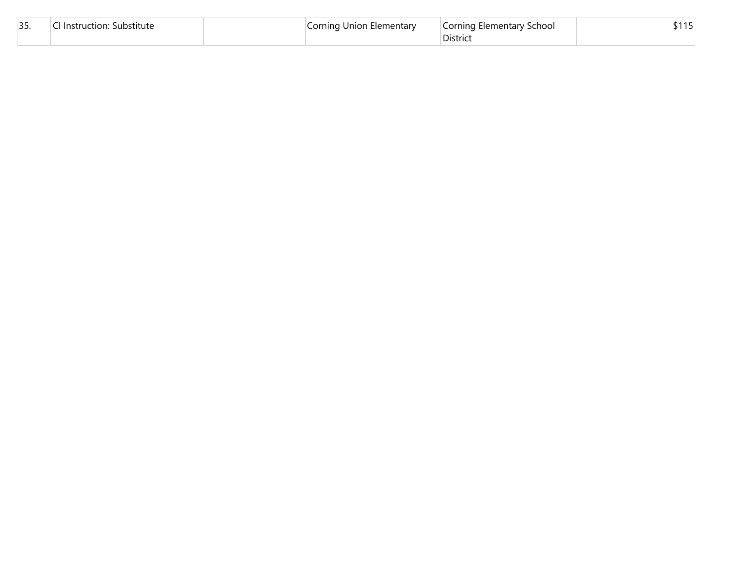| | | | | | |
|---|---|---|---|---|---|
| 35. | Cl Instruction: Substitute | | Corning Union Elementary | Corning Elementary School District | $115 |